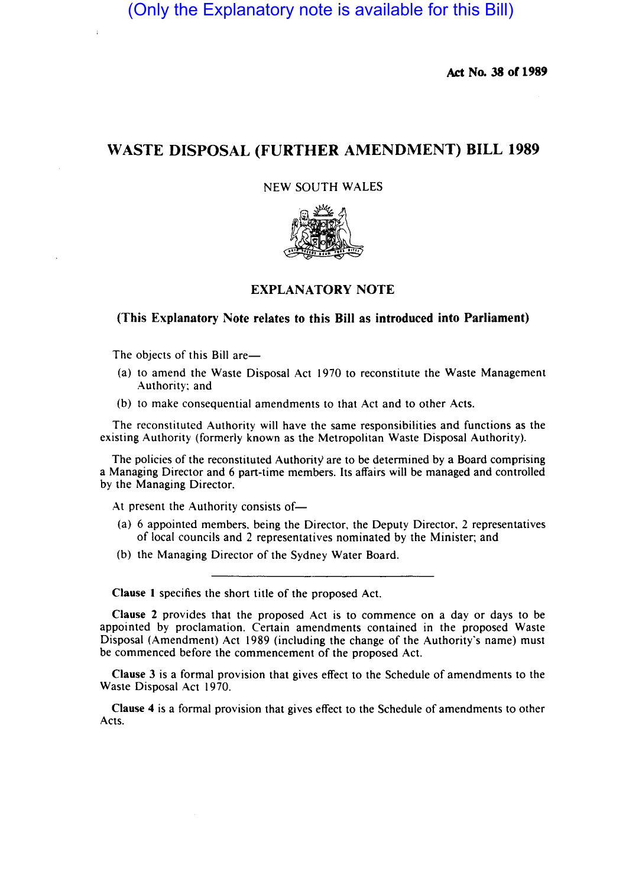(Only the Explanatory note is available for this Bill)

**Act No. 38 of 1989**

# WASTE DISPOSAL (FURTHER AMENDMENT) BILL 1989

NEW SOUTH WALES

## EXPLANATORY NOTE

### (This Explanatory Note relates to this Bill as introduced into Parliament)

The objects of this Bill are—

(a) to amend the Waste Disposal Act 1970 to reconstitute the Waste Management Authority; and

(b) to make consequential amendments to that Act and to other Acts.

The reconstituted Authority will have the same responsibilities and functions as the existing Authority (formerly known as the Metropolitan Waste Disposal Authority).

The policies of the reconstituted Authority are to be determined by a Board comprising a Managing Director and 6 part-time members. Its affairs will be managed and controlled by the Managing Director.

At present the Authority consists of—

(a) 6 appointed members, being the Director, the Deputy Director, 2 representatives of local councils and 2 representatives nominated by the Minister; and

(b) the Managing Director of the Sydney Water Board.

---

**Clause 1** specifies the short title of the proposed Act.

**Clause 2** provides that the proposed Act is to commence on a day or days to be appointed by proclamation. Certain amendments contained in the proposed Waste Disposal (Amendment) Act 1989 (including the change of the Authority's name) must be commenced before the commencement of the proposed Act.

**Clause 3** is a formal provision that gives effect to the Schedule of amendments to the Waste Disposal Act 1970.

**Clause 4** is a formal provision that gives effect to the Schedule of amendments to other Acts.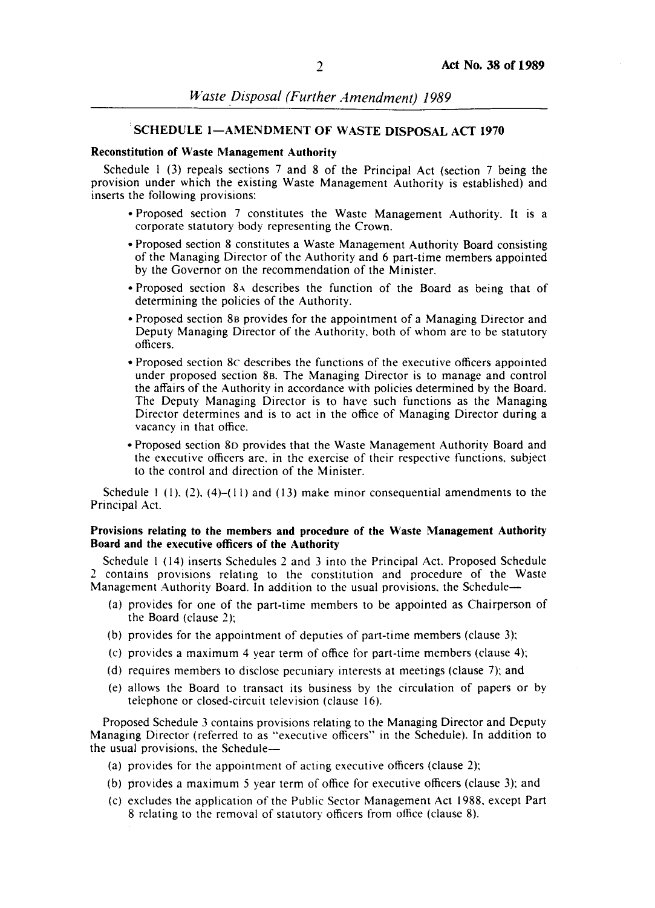## SCHEDULE 1—AMENDMENT OF WASTE DISPOSAL ACT 1970

**Reconstitution of Waste Management Authority**

Schedule 1 (3) repeals sections 7 and 8 of the Principal Act (section 7 being the provision under which the existing Waste Management Authority is established) and inserts the following provisions:

- Proposed section 7 constitutes the Waste Management Authority. It is a corporate statutory body representing the Crown.
- Proposed section 8 constitutes a Waste Management Authority Board consisting of the Managing Director of the Authority and 6 part-time members appointed by the Governor on the recommendation of the Minister.
- Proposed section 8A describes the function of the Board as being that of determining the policies of the Authority.
- Proposed section 8B provides for the appointment of a Managing Director and Deputy Managing Director of the Authority, both of whom are to be statutory officers.
- Proposed section 8C describes the functions of the executive officers appointed under proposed section 8B. The Managing Director is to manage and control the affairs of the Authority in accordance with policies determined by the Board. The Deputy Managing Director is to have such functions as the Managing Director determines and is to act in the office of Managing Director during a vacancy in that office.
- Proposed section 8D provides that the Waste Management Authority Board and the executive officers are, in the exercise of their respective functions, subject to the control and direction of the Minister.

Schedule 1 (1), (2), (4)–(11) and (13) make minor consequential amendments to the Principal Act.

**Provisions relating to the members and procedure of the Waste Management Authority Board and the executive officers of the Authority**

Schedule 1 (14) inserts Schedules 2 and 3 into the Principal Act. Proposed Schedule 2 contains provisions relating to the constitution and procedure of the Waste Management Authority Board. In addition to the usual provisions, the Schedule—

(a) provides for one of the part-time members to be appointed as Chairperson of the Board (clause 2);

(b) provides for the appointment of deputies of part-time members (clause 3);

(c) provides a maximum 4 year term of office for part-time members (clause 4);

(d) requires members to disclose pecuniary interests at meetings (clause 7); and

(e) allows the Board to transact its business by the circulation of papers or by telephone or closed-circuit television (clause 16).

Proposed Schedule 3 contains provisions relating to the Managing Director and Deputy Managing Director (referred to as "executive officers" in the Schedule). In addition to the usual provisions, the Schedule—

(a) provides for the appointment of acting executive officers (clause 2);

(b) provides a maximum 5 year term of office for executive officers (clause 3); and

(c) excludes the application of the Public Sector Management Act 1988, except Part 8 relating to the removal of statutory officers from office (clause 8).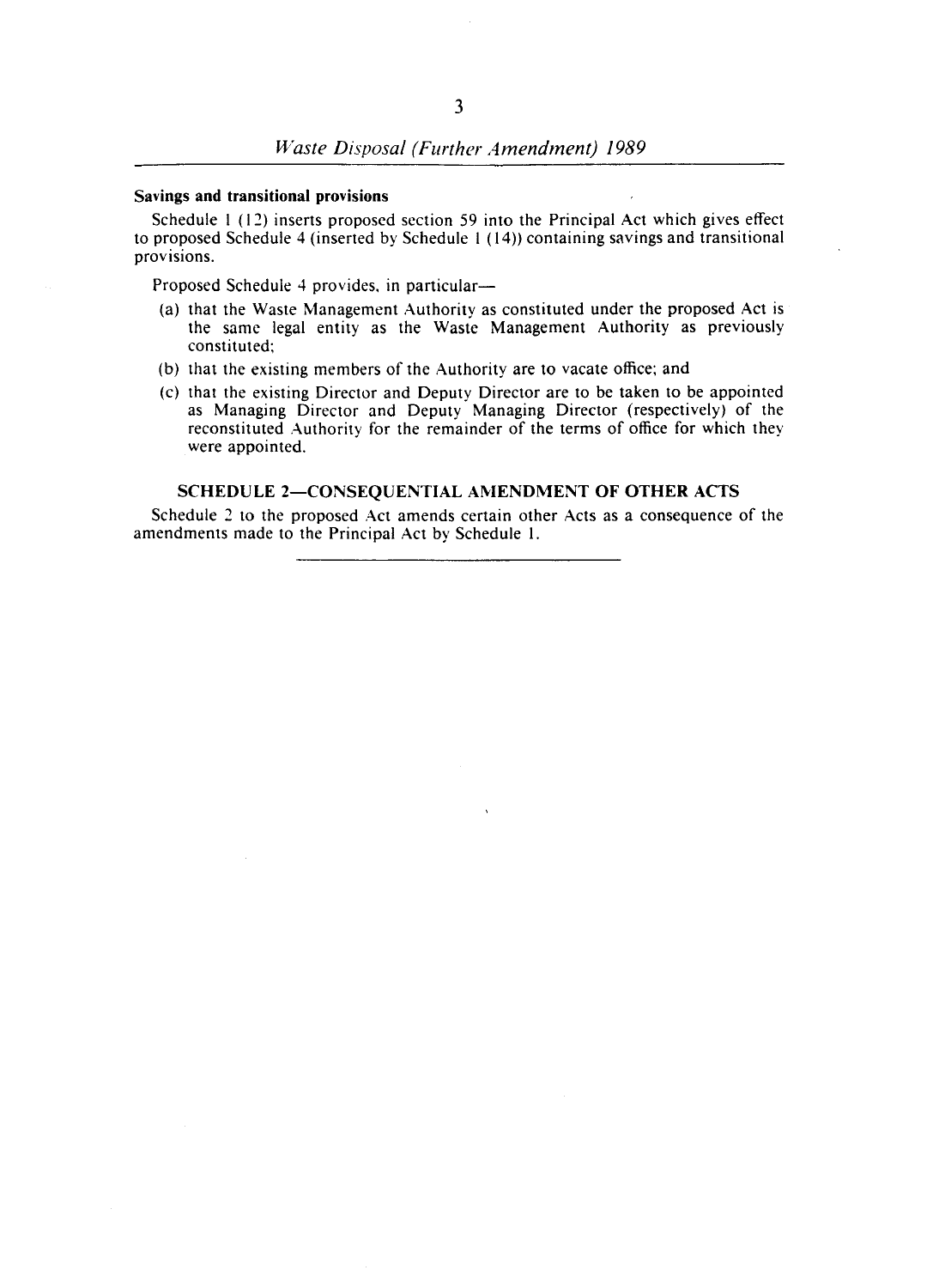**Savings and transitional provisions**

Schedule 1 (12) inserts proposed section 59 into the Principal Act which gives effect to proposed Schedule 4 (inserted by Schedule 1 (14)) containing savings and transitional provisions.

Proposed Schedule 4 provides, in particular—

(a) that the Waste Management Authority as constituted under the proposed Act is the same legal entity as the Waste Management Authority as previously constituted;

(b) that the existing members of the Authority are to vacate office; and

(c) that the existing Director and Deputy Director are to be taken to be appointed as Managing Director and Deputy Managing Director (respectively) of the reconstituted Authority for the remainder of the terms of office for which they were appointed.

## SCHEDULE 2—CONSEQUENTIAL AMENDMENT OF OTHER ACTS

Schedule 2 to the proposed Act amends certain other Acts as a consequence of the amendments made to the Principal Act by Schedule 1.